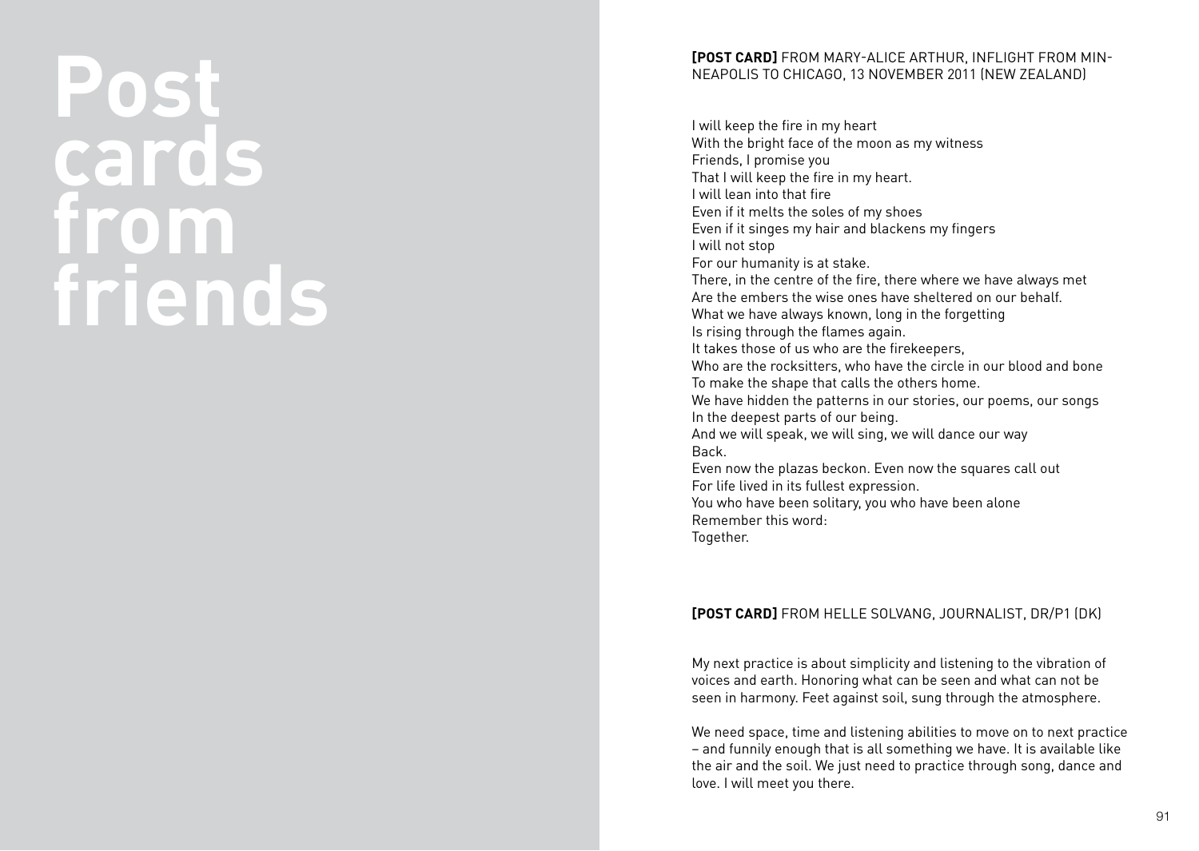# Post cards from friends

**[POST CARD]** FROM MARY-ALICE ARTHUR, INFLIGHT FROM MINNEAPOLIS TO CHICAGO, 13 NOVEMBER 2011 (NEW ZEALAND)

I will keep the fire in my heart
With the bright face of the moon as my witness
Friends, I promise you
That I will keep the fire in my heart.
I will lean into that fire
Even if it melts the soles of my shoes
Even if it singes my hair and blackens my fingers
I will not stop
For our humanity is at stake.
There, in the centre of the fire, there where we have always met
Are the embers the wise ones have sheltered on our behalf.
What we have always known, long in the forgetting
Is rising through the flames again.
It takes those of us who are the firekeepers,
Who are the rocksitters, who have the circle in our blood and bone
To make the shape that calls the others home.
We have hidden the patterns in our stories, our poems, our songs
In the deepest parts of our being.
And we will speak, we will sing, we will dance our way
Back.
Even now the plazas beckon. Even now the squares call out
For life lived in its fullest expression.
You who have been solitary, you who have been alone
Remember this word:
Together.

**[POST CARD]** FROM HELLE SOLVANG, JOURNALIST, DR/P1 (DK)

My next practice is about simplicity and listening to the vibration of voices and earth. Honoring what can be seen and what can not be seen in harmony. Feet against soil, sung through the atmosphere.

We need space, time and listening abilities to move on to next practice – and funnily enough that is all something we have. It is available like the air and the soil. We just need to practice through song, dance and love. I will meet you there.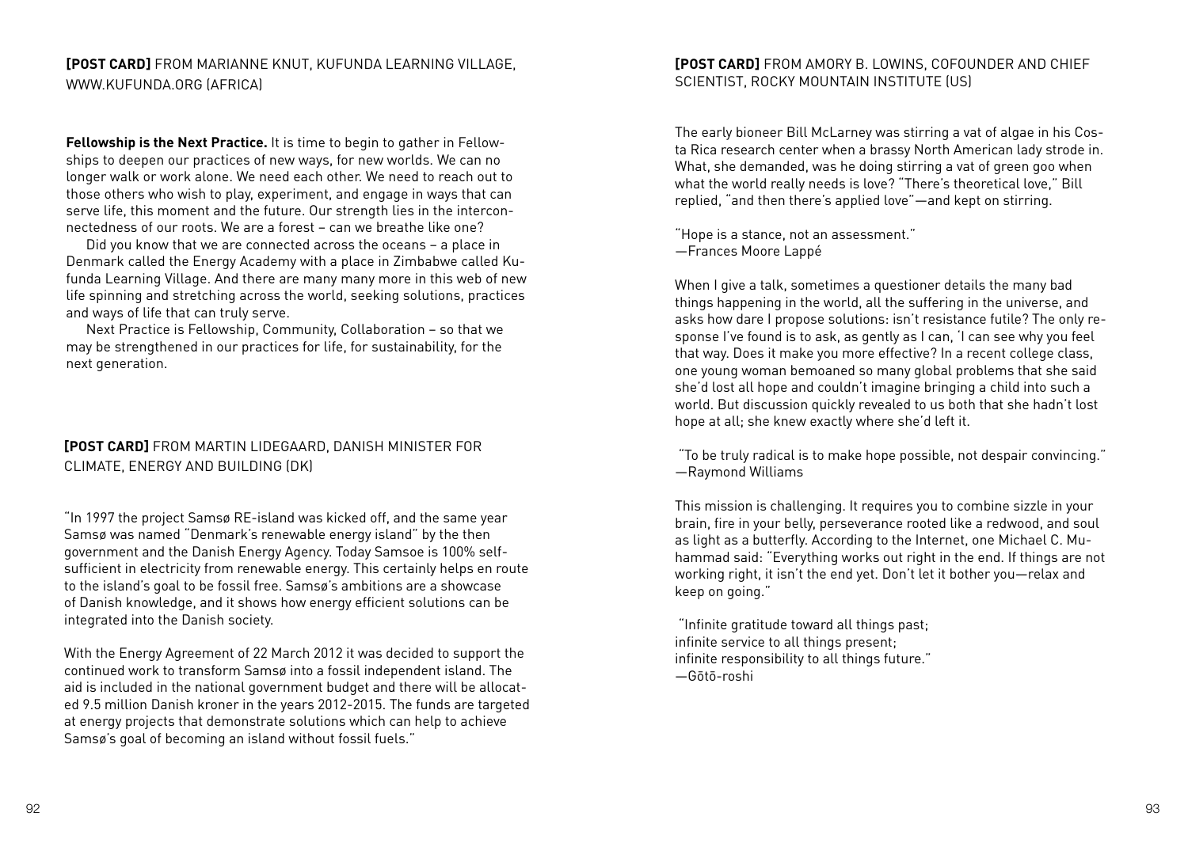**[POST CARD]** FROM MARIANNE KNUT, KUFUNDA LEARNING VILLAGE, WWW.KUFUNDA.ORG (AFRICA)

**Fellowship is the Next Practice.** It is time to begin to gather in Fellowships to deepen our practices of new ways, for new worlds. We can no longer walk or work alone. We need each other. We need to reach out to those others who wish to play, experiment, and engage in ways that can serve life, this moment and the future. Our strength lies in the interconnectedness of our roots. We are a forest – can we breathe like one?

Did you know that we are connected across the oceans – a place in Denmark called the Energy Academy with a place in Zimbabwe called Kufunda Learning Village. And there are many many more in this web of new life spinning and stretching across the world, seeking solutions, practices and ways of life that can truly serve.

Next Practice is Fellowship, Community, Collaboration – so that we may be strengthened in our practices for life, for sustainability, for the next generation.

**[POST CARD]** FROM MARTIN LIDEGAARD, DANISH MINISTER FOR CLIMATE, ENERGY AND BUILDING (DK)

"In 1997 the project Samsø RE-island was kicked off, and the same year Samsø was named "Denmark's renewable energy island" by the then government and the Danish Energy Agency. Today Samsoe is 100% self-sufficient in electricity from renewable energy. This certainly helps en route to the island's goal to be fossil free. Samsø's ambitions are a showcase of Danish knowledge, and it shows how energy efficient solutions can be integrated into the Danish society.

With the Energy Agreement of 22 March 2012 it was decided to support the continued work to transform Samsø into a fossil independent island. The aid is included in the national government budget and there will be allocated 9.5 million Danish kroner in the years 2012-2015. The funds are targeted at energy projects that demonstrate solutions which can help to achieve Samsø's goal of becoming an island without fossil fuels."

**[POST CARD]** FROM AMORY B. LOWINS, COFOUNDER AND CHIEF SCIENTIST, ROCKY MOUNTAIN INSTITUTE (US)

The early bioneer Bill McLarney was stirring a vat of algae in his Costa Rica research center when a brassy North American lady strode in. What, she demanded, was he doing stirring a vat of green goo when what the world really needs is love? "There's theoretical love," Bill replied, "and then there's applied love"—and kept on stirring.

"Hope is a stance, not an assessment."
—Frances Moore Lappé

When I give a talk, sometimes a questioner details the many bad things happening in the world, all the suffering in the universe, and asks how dare I propose solutions: isn't resistance futile? The only response I've found is to ask, as gently as I can, 'I can see why you feel that way. Does it make you more effective? In a recent college class, one young woman bemoaned so many global problems that she said she'd lost all hope and couldn't imagine bringing a child into such a world. But discussion quickly revealed to us both that she hadn't lost hope at all; she knew exactly where she'd left it.

"To be truly radical is to make hope possible, not despair convincing."
—Raymond Williams

This mission is challenging. It requires you to combine sizzle in your brain, fire in your belly, perseverance rooted like a redwood, and soul as light as a butterfly. According to the Internet, one Michael C. Muhammad said: "Everything works out right in the end. If things are not working right, it isn't the end yet. Don't let it bother you—relax and keep on going."

"Infinite gratitude toward all things past;
infinite service to all things present;
infinite responsibility to all things future."
—Gōtō-roshi